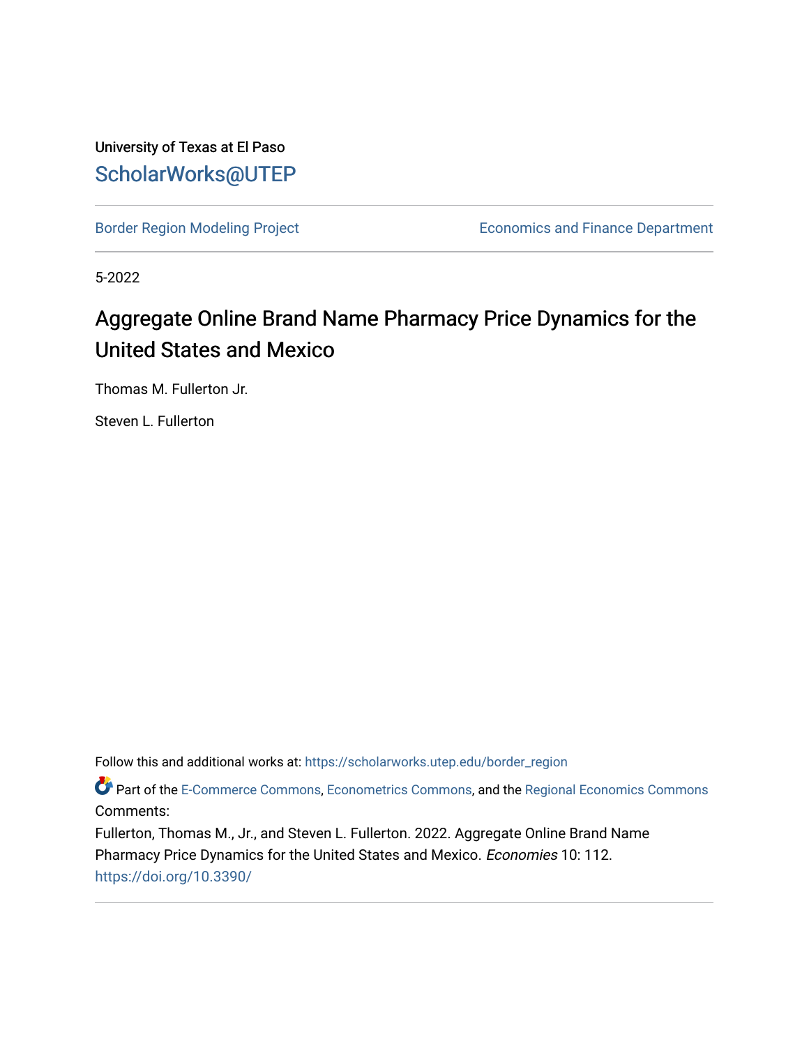University of Texas at El Paso

ScholarWorks@UTEP

Border Region Modeling Project | Economics and Finance Department

5-2022

# Aggregate Online Brand Name Pharmacy Price Dynamics for the United States and Mexico

Thomas M. Fullerton Jr.

Steven L. Fullerton

Follow this and additional works at: https://scholarworks.utep.edu/border_region

Part of the E-Commerce Commons, Econometrics Commons, and the Regional Economics Commons

Comments:

Fullerton, Thomas M., Jr., and Steven L. Fullerton. 2022. Aggregate Online Brand Name Pharmacy Price Dynamics for the United States and Mexico. *Economies* 10: 112. https://doi.org/10.3390/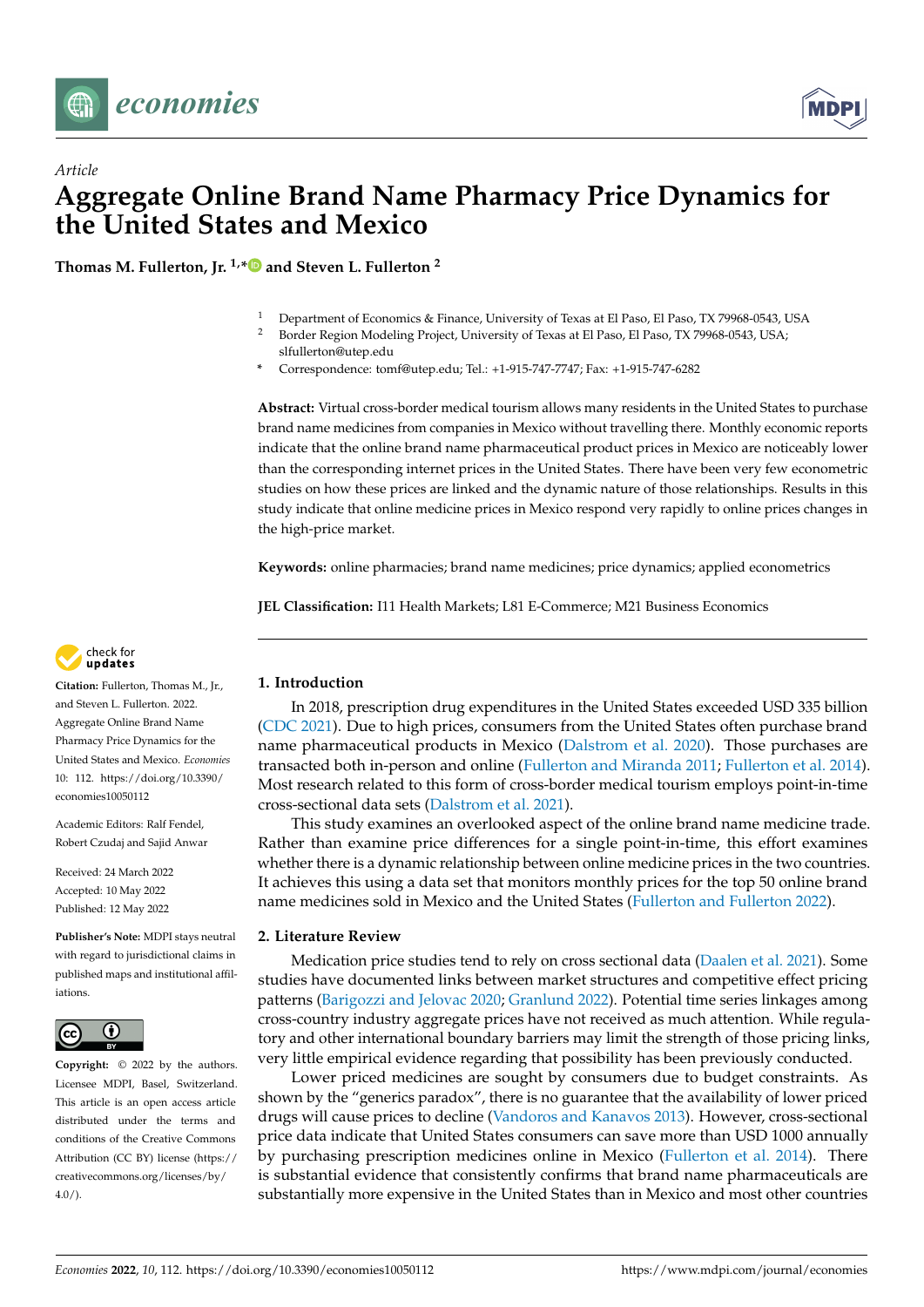Article

# Aggregate Online Brand Name Pharmacy Price Dynamics for the United States and Mexico

**Thomas M. Fullerton, Jr.** [1,*] **and Steven L. Fullerton** [2]

[1] Department of Economics & Finance, University of Texas at El Paso, El Paso, TX 79968-0543, USA
[2] Border Region Modeling Project, University of Texas at El Paso, El Paso, TX 79968-0543, USA; slfullerton@utep.edu
\* Correspondence: tomf@utep.edu; Tel.: +1-915-747-7747; Fax: +1-915-747-6282

**Abstract:** Virtual cross-border medical tourism allows many residents in the United States to purchase brand name medicines from companies in Mexico without travelling there. Monthly economic reports indicate that the online brand name pharmaceutical product prices in Mexico are noticeably lower than the corresponding internet prices in the United States. There have been very few econometric studies on how these prices are linked and the dynamic nature of those relationships. Results in this study indicate that online medicine prices in Mexico respond very rapidly to online prices changes in the high-price market.

**Keywords:** online pharmacies; brand name medicines; price dynamics; applied econometrics

**JEL Classification:** I11 Health Markets; L81 E-Commerce; M21 Business Economics

**Citation:** Fullerton, Thomas M., Jr., and Steven L. Fullerton. 2022. Aggregate Online Brand Name Pharmacy Price Dynamics for the United States and Mexico. *Economies* 10: 112. https://doi.org/10.3390/economies10050112

Academic Editors: Ralf Fendel, Robert Czudaj and Sajid Anwar

Received: 24 March 2022
Accepted: 10 May 2022
Published: 12 May 2022

**Publisher's Note:** MDPI stays neutral with regard to jurisdictional claims in published maps and institutional affiliations.

**Copyright:** © 2022 by the authors. Licensee MDPI, Basel, Switzerland. This article is an open access article distributed under the terms and conditions of the Creative Commons Attribution (CC BY) license (https://creativecommons.org/licenses/by/4.0/).

## 1. Introduction

In 2018, prescription drug expenditures in the United States exceeded USD 335 billion (CDC 2021). Due to high prices, consumers from the United States often purchase brand name pharmaceutical products in Mexico (Dalstrom et al. 2020). Those purchases are transacted both in-person and online (Fullerton and Miranda 2011; Fullerton et al. 2014). Most research related to this form of cross-border medical tourism employs point-in-time cross-sectional data sets (Dalstrom et al. 2021).

This study examines an overlooked aspect of the online brand name medicine trade. Rather than examine price differences for a single point-in-time, this effort examines whether there is a dynamic relationship between online medicine prices in the two countries. It achieves this using a data set that monitors monthly prices for the top 50 online brand name medicines sold in Mexico and the United States (Fullerton and Fullerton 2022).

## 2. Literature Review

Medication price studies tend to rely on cross sectional data (Daalen et al. 2021). Some studies have documented links between market structures and competitive effect pricing patterns (Barigozzi and Jelovac 2020; Granlund 2022). Potential time series linkages among cross-country industry aggregate prices have not received as much attention. While regulatory and other international boundary barriers may limit the strength of those pricing links, very little empirical evidence regarding that possibility has been previously conducted.

Lower priced medicines are sought by consumers due to budget constraints. As shown by the "generics paradox", there is no guarantee that the availability of lower priced drugs will cause prices to decline (Vandoros and Kanavos 2013). However, cross-sectional price data indicate that United States consumers can save more than USD 1000 annually by purchasing prescription medicines online in Mexico (Fullerton et al. 2014). There is substantial evidence that consistently confirms that brand name pharmaceuticals are substantially more expensive in the United States than in Mexico and most other countries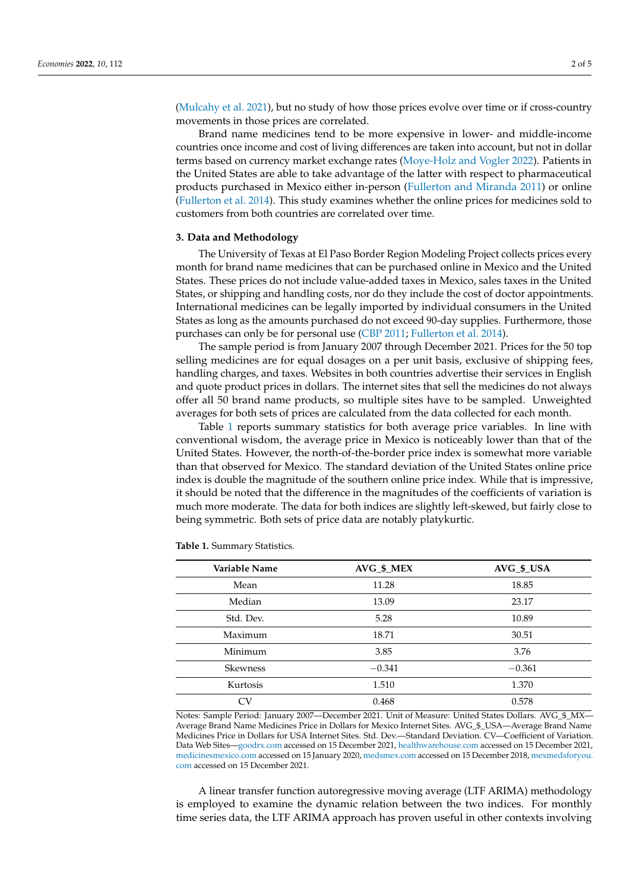(Mulcahy et al. 2021), but no study of how those prices evolve over time or if cross-country movements in those prices are correlated.

Brand name medicines tend to be more expensive in lower- and middle-income countries once income and cost of living differences are taken into account, but not in dollar terms based on currency market exchange rates (Moye-Holz and Vogler 2022). Patients in the United States are able to take advantage of the latter with respect to pharmaceutical products purchased in Mexico either in-person (Fullerton and Miranda 2011) or online (Fullerton et al. 2014). This study examines whether the online prices for medicines sold to customers from both countries are correlated over time.

## 3. Data and Methodology

The University of Texas at El Paso Border Region Modeling Project collects prices every month for brand name medicines that can be purchased online in Mexico and the United States. These prices do not include value-added taxes in Mexico, sales taxes in the United States, or shipping and handling costs, nor do they include the cost of doctor appointments. International medicines can be legally imported by individual consumers in the United States as long as the amounts purchased do not exceed 90-day supplies. Furthermore, those purchases can only be for personal use (CBP 2011; Fullerton et al. 2014).

The sample period is from January 2007 through December 2021. Prices for the 50 top selling medicines are for equal dosages on a per unit basis, exclusive of shipping fees, handling charges, and taxes. Websites in both countries advertise their services in English and quote product prices in dollars. The internet sites that sell the medicines do not always offer all 50 brand name products, so multiple sites have to be sampled. Unweighted averages for both sets of prices are calculated from the data collected for each month.

Table 1 reports summary statistics for both average price variables. In line with conventional wisdom, the average price in Mexico is noticeably lower than that of the United States. However, the north-of-the-border price index is somewhat more variable than that observed for Mexico. The standard deviation of the United States online price index is double the magnitude of the southern online price index. While that is impressive, it should be noted that the difference in the magnitudes of the coefficients of variation is much more moderate. The data for both indices are slightly left-skewed, but fairly close to being symmetric. Both sets of price data are notably platykurtic.

**Table 1.** Summary Statistics.

| Variable Name | AVG_$_MEX | AVG_$_USA |
|---|---|---|
| Mean | 11.28 | 18.85 |
| Median | 13.09 | 23.17 |
| Std. Dev. | 5.28 | 10.89 |
| Maximum | 18.71 | 30.51 |
| Minimum | 3.85 | 3.76 |
| Skewness | −0.341 | −0.361 |
| Kurtosis | 1.510 | 1.370 |
| CV | 0.468 | 0.578 |

Notes: Sample Period: January 2007—December 2021. Unit of Measure: United States Dollars. AVG_$_MX—Average Brand Name Medicines Price in Dollars for Mexico Internet Sites. AVG_$_USA—Average Brand Name Medicines Price in Dollars for USA Internet Sites. Std. Dev.—Standard Deviation. CV—Coefficient of Variation. Data Web Sites—goodrx.com accessed on 15 December 2021, healthwarehouse.com accessed on 15 December 2021, medicinesmexico.com accessed on 15 January 2020, medsmex.com accessed on 15 December 2018, mexmedsforyou.com accessed on 15 December 2021.

A linear transfer function autoregressive moving average (LTF ARIMA) methodology is employed to examine the dynamic relation between the two indices. For monthly time series data, the LTF ARIMA approach has proven useful in other contexts involving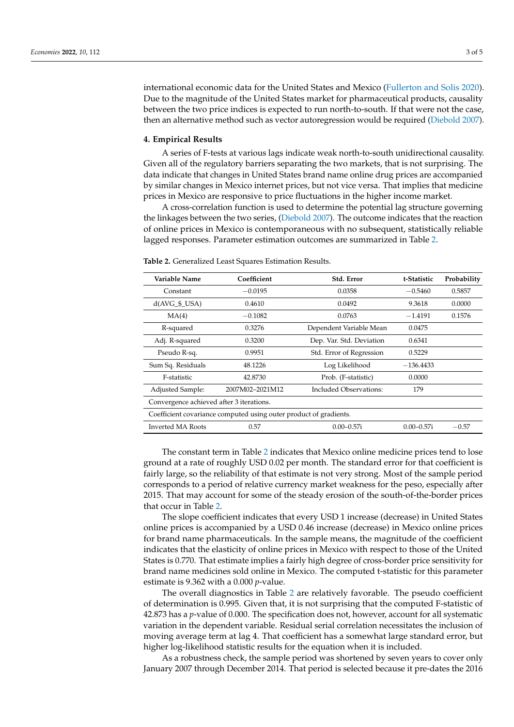international economic data for the United States and Mexico (Fullerton and Solis 2020). Due to the magnitude of the United States market for pharmaceutical products, causality between the two price indices is expected to run north-to-south. If that were not the case, then an alternative method such as vector autoregression would be required (Diebold 2007).

## 4. Empirical Results

A series of F-tests at various lags indicate weak north-to-south unidirectional causality. Given all of the regulatory barriers separating the two markets, that is not surprising. The data indicate that changes in United States brand name online drug prices are accompanied by similar changes in Mexico internet prices, but not vice versa. That implies that medicine prices in Mexico are responsive to price fluctuations in the higher income market.

A cross-correlation function is used to determine the potential lag structure governing the linkages between the two series, (Diebold 2007). The outcome indicates that the reaction of online prices in Mexico is contemporaneous with no subsequent, statistically reliable lagged responses. Parameter estimation outcomes are summarized in Table 2.

**Table 2.** Generalized Least Squares Estimation Results.

| Variable Name | Coefficient | Std. Error | t-Statistic | Probability |
|---|---|---|---|---|
| Constant | −0.0195 | 0.0358 | −0.5460 | 0.5857 |
| d(AVG_$_USA) | 0.4610 | 0.0492 | 9.3618 | 0.0000 |
| MA(4) | −0.1082 | 0.0763 | −1.4191 | 0.1576 |
| R-squared | 0.3276 | Dependent Variable Mean | 0.0475 | |
| Adj. R-squared | 0.3200 | Dep. Var. Std. Deviation | 0.6341 | |
| Pseudo R-sq. | 0.9951 | Std. Error of Regression | 0.5229 | |
| Sum Sq. Residuals | 48.1226 | Log Likelihood | −136.4433 | |
| F-statistic | 42.8730 | Prob. (F-statistic) | 0.0000 | |
| Adjusted Sample: | 2007M02–2021M12 | Included Observations: | 179 | |
| Convergence achieved after 3 iterations. | | | | |
| Coefficient covariance computed using outer product of gradients. | | | | |
| Inverted MA Roots | 0.57 | 0.00–0.57i | 0.00–0.57i | −0.57 |

The constant term in Table 2 indicates that Mexico online medicine prices tend to lose ground at a rate of roughly USD 0.02 per month. The standard error for that coefficient is fairly large, so the reliability of that estimate is not very strong. Most of the sample period corresponds to a period of relative currency market weakness for the peso, especially after 2015. That may account for some of the steady erosion of the south-of-the-border prices that occur in Table 2.

The slope coefficient indicates that every USD 1 increase (decrease) in United States online prices is accompanied by a USD 0.46 increase (decrease) in Mexico online prices for brand name pharmaceuticals. In the sample means, the magnitude of the coefficient indicates that the elasticity of online prices in Mexico with respect to those of the United States is 0.770. That estimate implies a fairly high degree of cross-border price sensitivity for brand name medicines sold online in Mexico. The computed t-statistic for this parameter estimate is 9.362 with a 0.000 *p*-value.

The overall diagnostics in Table 2 are relatively favorable. The pseudo coefficient of determination is 0.995. Given that, it is not surprising that the computed F-statistic of 42.873 has a *p*-value of 0.000. The specification does not, however, account for all systematic variation in the dependent variable. Residual serial correlation necessitates the inclusion of moving average term at lag 4. That coefficient has a somewhat large standard error, but higher log-likelihood statistic results for the equation when it is included.

As a robustness check, the sample period was shortened by seven years to cover only January 2007 through December 2014. That period is selected because it pre-dates the 2016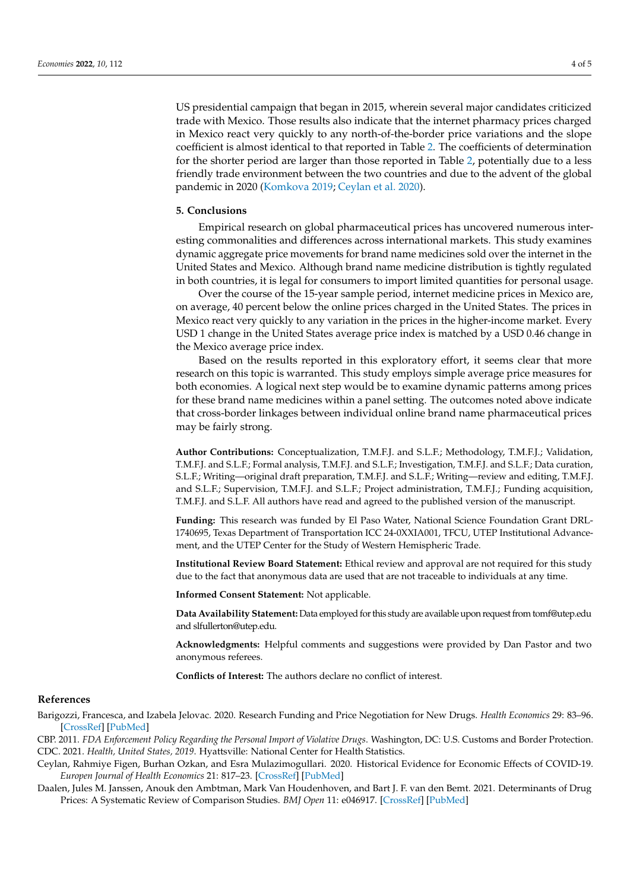US presidential campaign that began in 2015, wherein several major candidates criticized trade with Mexico. Those results also indicate that the internet pharmacy prices charged in Mexico react very quickly to any north-of-the-border price variations and the slope coefficient is almost identical to that reported in Table 2. The coefficients of determination for the shorter period are larger than those reported in Table 2, potentially due to a less friendly trade environment between the two countries and due to the advent of the global pandemic in 2020 (Komkova 2019; Ceylan et al. 2020).

## 5. Conclusions

Empirical research on global pharmaceutical prices has uncovered numerous interesting commonalities and differences across international markets. This study examines dynamic aggregate price movements for brand name medicines sold over the internet in the United States and Mexico. Although brand name medicine distribution is tightly regulated in both countries, it is legal for consumers to import limited quantities for personal usage.

Over the course of the 15-year sample period, internet medicine prices in Mexico are, on average, 40 percent below the online prices charged in the United States. The prices in Mexico react very quickly to any variation in the prices in the higher-income market. Every USD 1 change in the United States average price index is matched by a USD 0.46 change in the Mexico average price index.

Based on the results reported in this exploratory effort, it seems clear that more research on this topic is warranted. This study employs simple average price measures for both economies. A logical next step would be to examine dynamic patterns among prices for these brand name medicines within a panel setting. The outcomes noted above indicate that cross-border linkages between individual online brand name pharmaceutical prices may be fairly strong.

**Author Contributions:** Conceptualization, T.M.F.J. and S.L.F.; Methodology, T.M.F.J.; Validation, T.M.F.J. and S.L.F.; Formal analysis, T.M.F.J. and S.L.F.; Investigation, T.M.F.J. and S.L.F.; Data curation, S.L.F.; Writing—original draft preparation, T.M.F.J. and S.L.F.; Writing—review and editing, T.M.F.J. and S.L.F.; Supervision, T.M.F.J. and S.L.F.; Project administration, T.M.F.J.; Funding acquisition, T.M.F.J. and S.L.F. All authors have read and agreed to the published version of the manuscript.

**Funding:** This research was funded by El Paso Water, National Science Foundation Grant DRL-1740695, Texas Department of Transportation ICC 24-0XXIA001, TFCU, UTEP Institutional Advancement, and the UTEP Center for the Study of Western Hemispheric Trade.

**Institutional Review Board Statement:** Ethical review and approval are not required for this study due to the fact that anonymous data are used that are not traceable to individuals at any time.

**Informed Consent Statement:** Not applicable.

**Data Availability Statement:** Data employed for this study are available upon request from tomf@utep.edu and slfullerton@utep.edu.

**Acknowledgments:** Helpful comments and suggestions were provided by Dan Pastor and two anonymous referees.

**Conflicts of Interest:** The authors declare no conflict of interest.

## References

Barigozzi, Francesca, and Izabela Jelovac. 2020. Research Funding and Price Negotiation for New Drugs. *Health Economics* 29: 83–96. [CrossRef] [PubMed]

CBP. 2011. *FDA Enforcement Policy Regarding the Personal Import of Violative Drugs*. Washington, DC: U.S. Customs and Border Protection.

CDC. 2021. *Health, United States, 2019*. Hyattsville: National Center for Health Statistics.

Ceylan, Rahmiye Figen, Burhan Ozkan, and Esra Mulazimogullari. 2020. Historical Evidence for Economic Effects of COVID-19. *Europen Journal of Health Economics* 21: 817–23. [CrossRef] [PubMed]

Daalen, Jules M. Janssen, Anouk den Ambtman, Mark Van Houdenhoven, and Bart J. F. van den Bemt. 2021. Determinants of Drug Prices: A Systematic Review of Comparison Studies. *BMJ Open* 11: e046917. [CrossRef] [PubMed]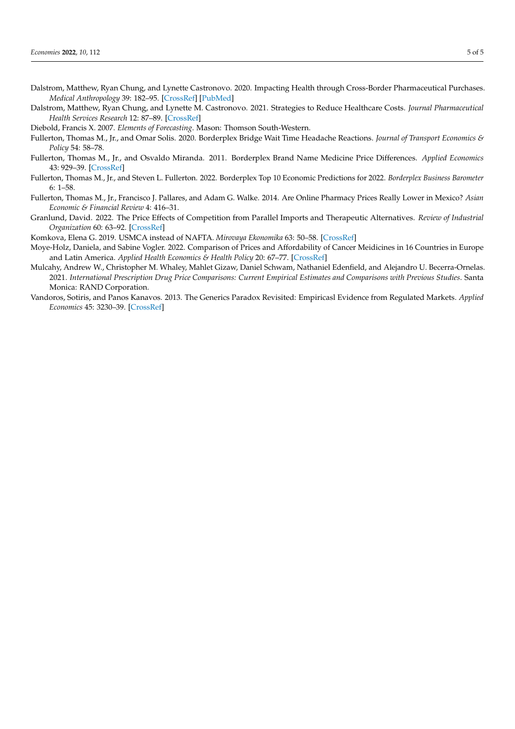Dalstrom, Matthew, Ryan Chung, and Lynette Castronovo. 2020. Impacting Health through Cross-Border Pharmaceutical Purchases. *Medical Anthropology* 39: 182–95. [CrossRef] [PubMed]

Dalstrom, Matthew, Ryan Chung, and Lynette M. Castronovo. 2021. Strategies to Reduce Healthcare Costs. *Journal Pharmaceutical Health Services Research* 12: 87–89. [CrossRef]

Diebold, Francis X. 2007. *Elements of Forecasting*. Mason: Thomson South-Western.

Fullerton, Thomas M., Jr., and Omar Solis. 2020. Borderplex Bridge Wait Time Headache Reactions. *Journal of Transport Economics & Policy* 54: 58–78.

Fullerton, Thomas M., Jr., and Osvaldo Miranda. 2011. Borderplex Brand Name Medicine Price Differences. *Applied Economics* 43: 929–39. [CrossRef]

Fullerton, Thomas M., Jr., and Steven L. Fullerton. 2022. Borderplex Top 10 Economic Predictions for 2022. *Borderplex Business Barometer* 6: 1–58.

Fullerton, Thomas M., Jr., Francisco J. Pallares, and Adam G. Walke. 2014. Are Online Pharmacy Prices Really Lower in Mexico? *Asian Economic & Financial Review* 4: 416–31.

Granlund, David. 2022. The Price Effects of Competition from Parallel Imports and Therapeutic Alternatives. *Review of Industrial Organization* 60: 63–92. [CrossRef]

Komkova, Elena G. 2019. USMCA instead of NAFTA. *Mirovaya Ekonomika* 63: 50–58. [CrossRef]

Moye-Holz, Daniela, and Sabine Vogler. 2022. Comparison of Prices and Affordability of Cancer Meidicines in 16 Countries in Europe and Latin America. *Applied Health Economics & Health Policy* 20: 67–77. [CrossRef]

Mulcahy, Andrew W., Christopher M. Whaley, Mahlet Gizaw, Daniel Schwam, Nathaniel Edenfield, and Alejandro U. Becerra-Ornelas. 2021. *International Prescription Drug Price Comparisons: Current Empirical Estimates and Comparisons with Previous Studies*. Santa Monica: RAND Corporation.

Vandoros, Sotiris, and Panos Kanavos. 2013. The Generics Paradox Revisited: Empiricasl Evidence from Regulated Markets. *Applied Economics* 45: 3230–39. [CrossRef]